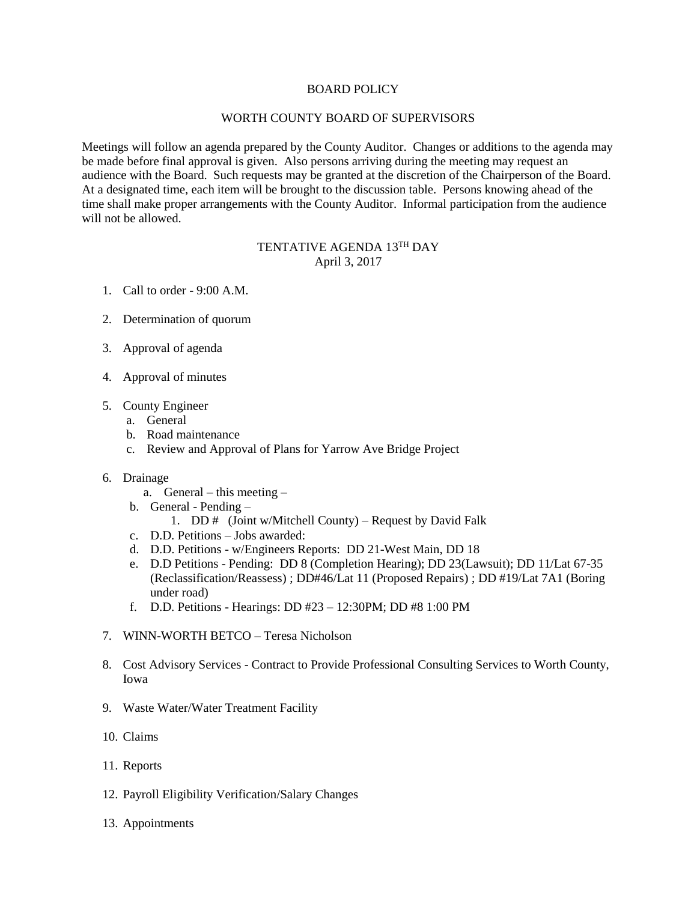# BOARD POLICY

## WORTH COUNTY BOARD OF SUPERVISORS

Meetings will follow an agenda prepared by the County Auditor. Changes or additions to the agenda may be made before final approval is given. Also persons arriving during the meeting may request an audience with the Board. Such requests may be granted at the discretion of the Chairperson of the Board. At a designated time, each item will be brought to the discussion table. Persons knowing ahead of the time shall make proper arrangements with the County Auditor. Informal participation from the audience will not be allowed.

## TENTATIVE AGENDA 13TH DAY
April 3, 2017

1. Call to order - 9:00 A.M.

2. Determination of quorum

3. Approval of agenda

4. Approval of minutes

5. County Engineer
   a. General
   b. Road maintenance
   c. Review and Approval of Plans for Yarrow Ave Bridge Project

6. Drainage
   a. General – this meeting –
   b. General - Pending –
      1. DD # (Joint w/Mitchell County) – Request by David Falk
   c. D.D. Petitions – Jobs awarded:
   d. D.D. Petitions - w/Engineers Reports: DD 21-West Main, DD 18
   e. D.D Petitions - Pending: DD 8 (Completion Hearing); DD 23(Lawsuit); DD 11/Lat 67-35 (Reclassification/Reassess) ; DD#46/Lat 11 (Proposed Repairs) ; DD #19/Lat 7A1 (Boring under road)
   f. D.D. Petitions - Hearings: DD #23 – 12:30PM; DD #8 1:00 PM

7. WINN-WORTH BETCO – Teresa Nicholson

8. Cost Advisory Services - Contract to Provide Professional Consulting Services to Worth County, Iowa

9. Waste Water/Water Treatment Facility

10. Claims

11. Reports

12. Payroll Eligibility Verification/Salary Changes

13. Appointments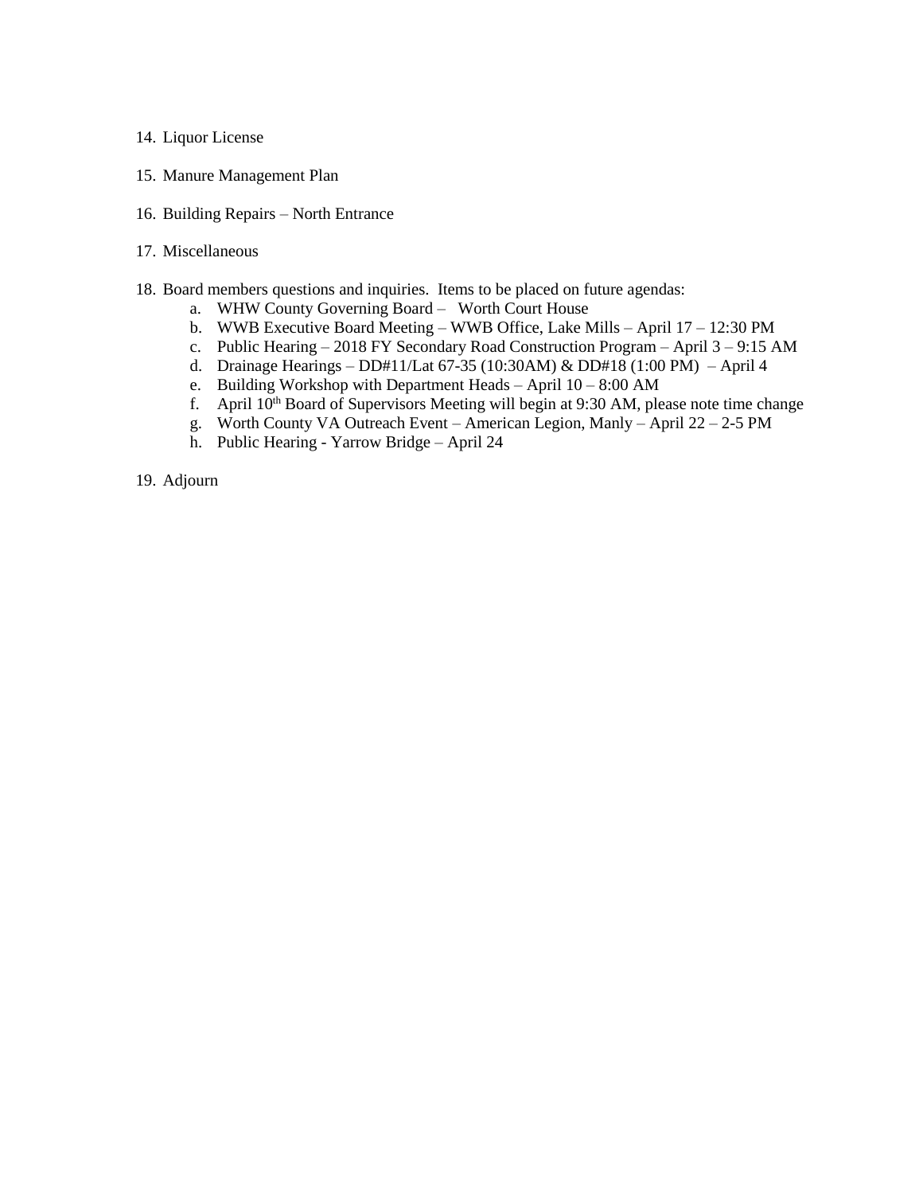14. Liquor License

15. Manure Management Plan

16. Building Repairs – North Entrance

17. Miscellaneous

18. Board members questions and inquiries. Items to be placed on future agendas:
    a. WHW County Governing Board – Worth Court House
    b. WWB Executive Board Meeting – WWB Office, Lake Mills – April 17 – 12:30 PM
    c. Public Hearing – 2018 FY Secondary Road Construction Program – April 3 – 9:15 AM
    d. Drainage Hearings – DD#11/Lat 67-35 (10:30AM) & DD#18 (1:00 PM) – April 4
    e. Building Workshop with Department Heads – April 10 – 8:00 AM
    f. April 10th Board of Supervisors Meeting will begin at 9:30 AM, please note time change
    g. Worth County VA Outreach Event – American Legion, Manly – April 22 – 2-5 PM
    h. Public Hearing - Yarrow Bridge – April 24

19. Adjourn